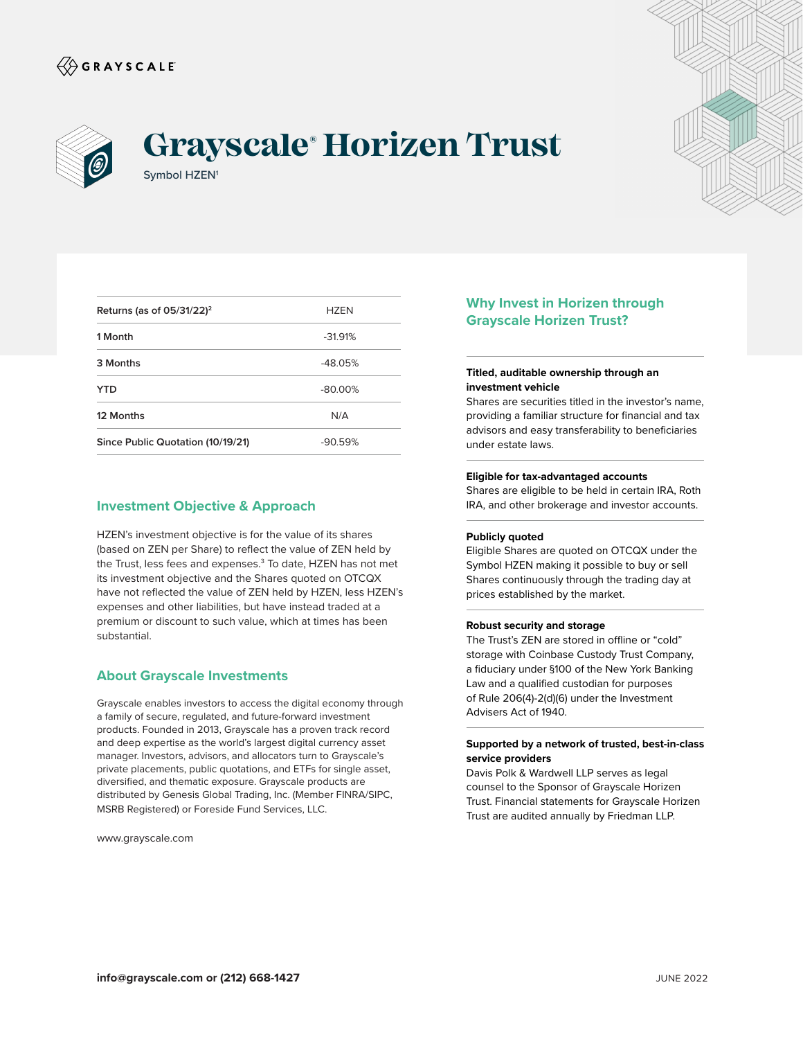GRAYSCALE

# Grayscale® Horizen Trust

Symbol HZEN[1]

| Returns (as of 05/31/22)[2] | HZEN |
| --- | --- |
| **1 Month** | -31.91% |
| **3 Months** | -48.05% |
| **YTD** | -80.00% |
| **12 Months** | N/A |
| **Since Public Quotation (10/19/21)** | -90.59% |

## Investment Objective & Approach

HZEN's investment objective is for the value of its shares (based on ZEN per Share) to reflect the value of ZEN held by the Trust, less fees and expenses.[3] To date, HZEN has not met its investment objective and the Shares quoted on OTCQX have not reflected the value of ZEN held by HZEN, less HZEN's expenses and other liabilities, but have instead traded at a premium or discount to such value, which at times has been substantial.

## About Grayscale Investments

Grayscale enables investors to access the digital economy through a family of secure, regulated, and future-forward investment products. Founded in 2013, Grayscale has a proven track record and deep expertise as the world's largest digital currency asset manager. Investors, advisors, and allocators turn to Grayscale's private placements, public quotations, and ETFs for single asset, diversified, and thematic exposure. Grayscale products are distributed by Genesis Global Trading, Inc. (Member FINRA/SIPC, MSRB Registered) or Foreside Fund Services, LLC.

www.grayscale.com

## Why Invest in Horizen through Grayscale Horizen Trust?

**Titled, auditable ownership through an investment vehicle**
Shares are securities titled in the investor's name, providing a familiar structure for financial and tax advisors and easy transferability to beneficiaries under estate laws.

**Eligible for tax-advantaged accounts**
Shares are eligible to be held in certain IRA, Roth IRA, and other brokerage and investor accounts.

**Publicly quoted**
Eligible Shares are quoted on OTCQX under the Symbol HZEN making it possible to buy or sell Shares continuously through the trading day at prices established by the market.

**Robust security and storage**
The Trust's ZEN are stored in offline or "cold" storage with Coinbase Custody Trust Company, a fiduciary under §100 of the New York Banking Law and a qualified custodian for purposes of Rule 206(4)-2(d)(6) under the Investment Advisers Act of 1940.

**Supported by a network of trusted, best-in-class service providers**
Davis Polk & Wardwell LLP serves as legal counsel to the Sponsor of Grayscale Horizen Trust. Financial statements for Grayscale Horizen Trust are audited annually by Friedman LLP.

**info@grayscale.com or (212) 668-1427**

JUNE 2022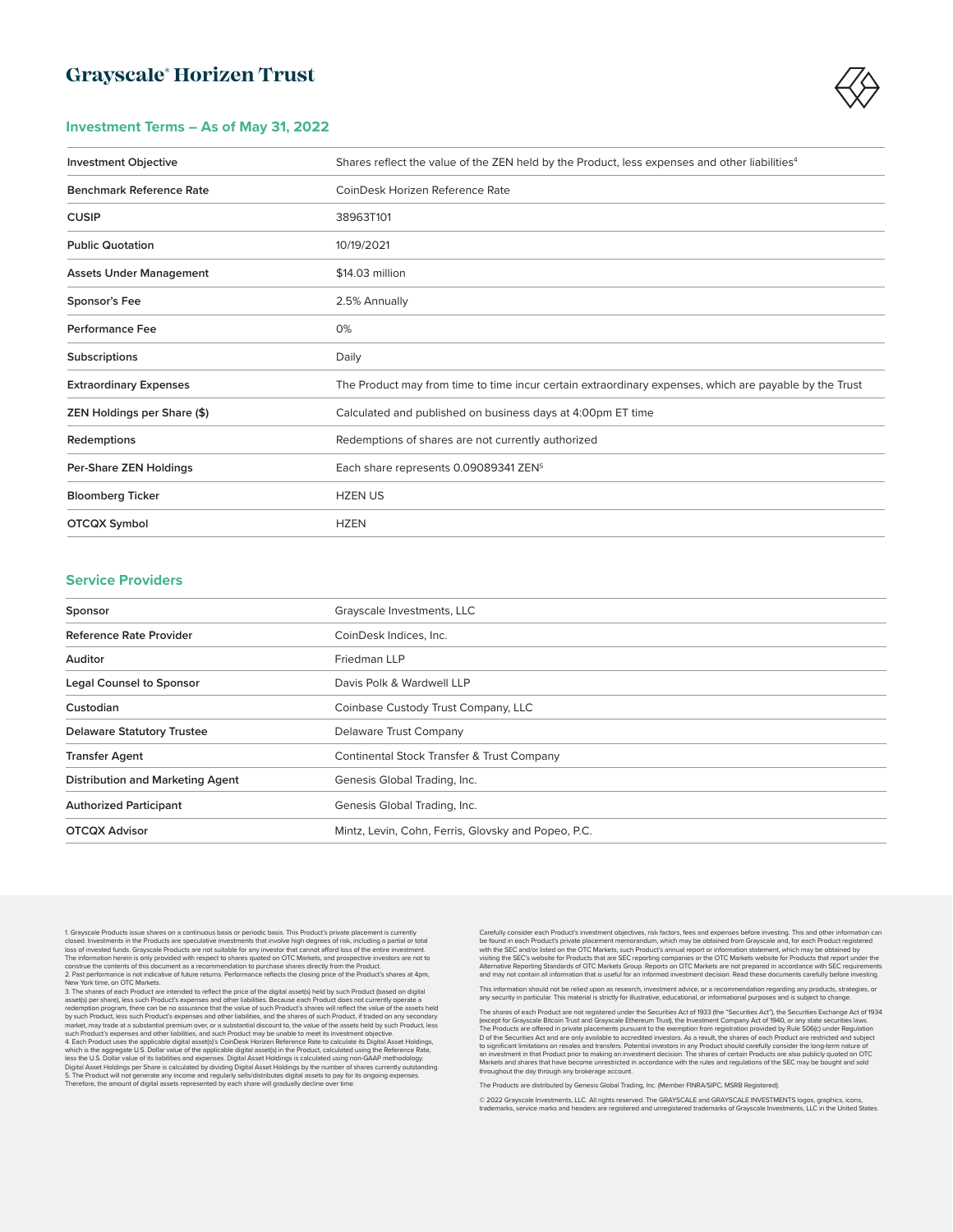# Grayscale® Horizen Trust

## Investment Terms – As of May 31, 2022

| | |
|---|---|
| Investment Objective | Shares reflect the value of the ZEN held by the Product, less expenses and other liabilities[4] |
| Benchmark Reference Rate | CoinDesk Horizen Reference Rate |
| CUSIP | 38963T101 |
| Public Quotation | 10/19/2021 |
| Assets Under Management | $14.03 million |
| Sponsor's Fee | 2.5% Annually |
| Performance Fee | 0% |
| Subscriptions | Daily |
| Extraordinary Expenses | The Product may from time to time incur certain extraordinary expenses, which are payable by the Trust |
| ZEN Holdings per Share ($) | Calculated and published on business days at 4:00pm ET time |
| Redemptions | Redemptions of shares are not currently authorized |
| Per-Share ZEN Holdings | Each share represents 0.09089341 ZEN[5] |
| Bloomberg Ticker | HZEN US |
| OTCQX Symbol | HZEN |

## Service Providers

| | |
|---|---|
| Sponsor | Grayscale Investments, LLC |
| Reference Rate Provider | CoinDesk Indices, Inc. |
| Auditor | Friedman LLP |
| Legal Counsel to Sponsor | Davis Polk & Wardwell LLP |
| Custodian | Coinbase Custody Trust Company, LLC |
| Delaware Statutory Trustee | Delaware Trust Company |
| Transfer Agent | Continental Stock Transfer & Trust Company |
| Distribution and Marketing Agent | Genesis Global Trading, Inc. |
| Authorized Participant | Genesis Global Trading, Inc. |
| OTCQX Advisor | Mintz, Levin, Cohn, Ferris, Glovsky and Popeo, P.C. |

1. Grayscale Products issue shares on a continuous basis or periodic basis. This Product's private placement is currently closed. Investments in the Products are speculative investments that involve high degrees of risk, including a partial or total loss of invested funds. Grayscale Products are not suitable for any investor that cannot afford loss of the entire investment. The information herein is only provided with respect to shares quoted on OTC Markets, and prospective investors are not to construe the contents of this document as a recommendation to purchase shares directly from the Product.
2. Past performance is not indicative of future returns. Performance reflects the closing price of the Product's shares at 4pm, New York time, on OTC Markets.
3. The shares of each Product are intended to reflect the price of the digital asset(s) held by such Product (based on digital asset(s) per share), less such Product's expenses and other liabilities. Because each Product does not currently operate a redemption program, there can be no assurance that the value of such Product's shares will reflect the value of the assets held by such Product, less such Product's expenses and other liabilities, and the shares of such Product, if traded on any secondary market, may trade at a substantial premium over, or a substantial discount to, the value of the assets held by such Product, less such Product's expenses and other liabilities, and such Product may be unable to meet its investment objective.
4. Each Product uses the applicable digital asset(s)'s CoinDesk Horizen Reference Rate to calculate its Digital Asset Holdings, which is the aggregate U.S. Dollar value of the applicable digital asset(s) in the Product, calculated using the Reference Rate, less the U.S. Dollar value of its liabilities and expenses. Digital Asset Holdings is calculated using non-GAAP methodology. Digital Asset Holdings per Share is calculated by dividing Digital Asset Holdings by the number of shares currently outstanding.
5. The Product will not generate any income and regularly sells/distributes digital assets to pay for its ongoing expenses. Therefore, the amount of digital assets represented by each share will gradually decline over time.

Carefully consider each Product's investment objectives, risk factors, fees and expenses before investing. This and other information can be found in each Product's private placement memorandum, which may be obtained from Grayscale and, for each Product registered with the SEC and/or listed on the OTC Markets, such Product's annual report or information statement, which may be obtained by visiting the SEC's website for Products that are SEC reporting companies or the OTC Markets website for Products that report under the Alternative Reporting Standards of OTC Markets Group. Reports on OTC Markets are not prepared in accordance with SEC requirements and may not contain all information that is useful for an informed investment decision. Read these documents carefully before investing.

This information should not be relied upon as research, investment advice, or a recommendation regarding any products, strategies, or any security in particular. This material is strictly for illustrative, educational, or informational purposes and is subject to change.

The shares of each Product are not registered under the Securities Act of 1933 (the "Securities Act"), the Securities Exchange Act of 1934 (except for Grayscale Bitcoin Trust and Grayscale Ethereum Trust), the Investment Company Act of 1940, or any state securities laws. The Products are offered in private placements pursuant to the exemption from registration provided by Rule 506(c) under Regulation D of the Securities Act and are only available to accredited investors. As a result, the shares of each Product are restricted and subject to significant limitations on resales and transfers. Potential investors in any Product should carefully consider the long-term nature of an investment in that Product prior to making an investment decision. The shares of certain Products are also publicly quoted on OTC Markets and shares that have become unrestricted in accordance with the rules and regulations of the SEC may be bought and sold throughout the day through any brokerage account.

The Products are distributed by Genesis Global Trading, Inc. (Member FINRA/SIPC, MSRB Registered).

© 2022 Grayscale Investments, LLC. All rights reserved. The GRAYSCALE and GRAYSCALE INVESTMENTS logos, graphics, icons, trademarks, service marks and headers are registered and unregistered trademarks of Grayscale Investments, LLC in the United States.